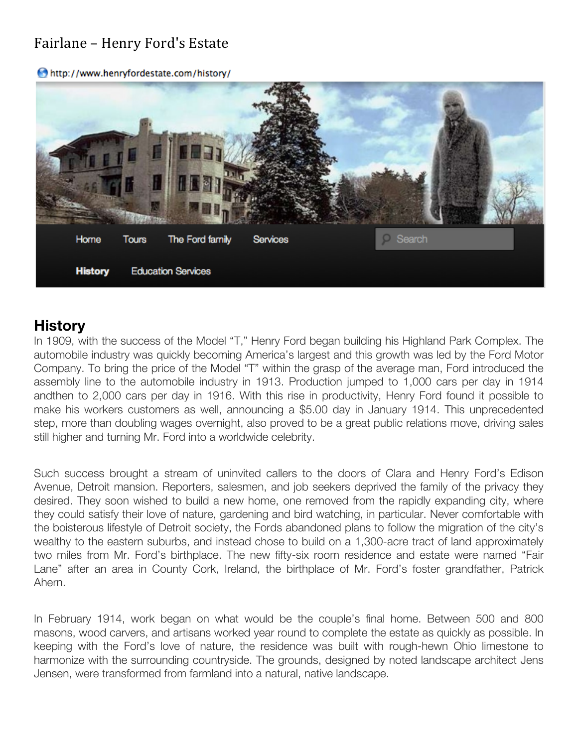# Fairlane – Henry Ford's Estate

http://www.henryfordestate.com/history/

Home | Tours | The Ford family | Services | Search

**History** | Education Services

## History

In 1909, with the success of the Model "T," Henry Ford began building his Highland Park Complex. The automobile industry was quickly becoming America's largest and this growth was led by the Ford Motor Company. To bring the price of the Model "T" within the grasp of the average man, Ford introduced the assembly line to the automobile industry in 1913. Production jumped to 1,000 cars per day in 1914 andthen to 2,000 cars per day in 1916. With this rise in productivity, Henry Ford found it possible to make his workers customers as well, announcing a $5.00 day in January 1914. This unprecedented step, more than doubling wages overnight, also proved to be a great public relations move, driving sales still higher and turning Mr. Ford into a worldwide celebrity.

Such success brought a stream of uninvited callers to the doors of Clara and Henry Ford's Edison Avenue, Detroit mansion. Reporters, salesmen, and job seekers deprived the family of the privacy they desired. They soon wished to build a new home, one removed from the rapidly expanding city, where they could satisfy their love of nature, gardening and bird watching, in particular. Never comfortable with the boisterous lifestyle of Detroit society, the Fords abandoned plans to follow the migration of the city's wealthy to the eastern suburbs, and instead chose to build on a 1,300-acre tract of land approximately two miles from Mr. Ford's birthplace. The new fifty-six room residence and estate were named "Fair Lane" after an area in County Cork, Ireland, the birthplace of Mr. Ford's foster grandfather, Patrick Ahern.

In February 1914, work began on what would be the couple's final home. Between 500 and 800 masons, wood carvers, and artisans worked year round to complete the estate as quickly as possible. In keeping with the Ford's love of nature, the residence was built with rough-hewn Ohio limestone to harmonize with the surrounding countryside. The grounds, designed by noted landscape architect Jens Jensen, were transformed from farmland into a natural, native landscape.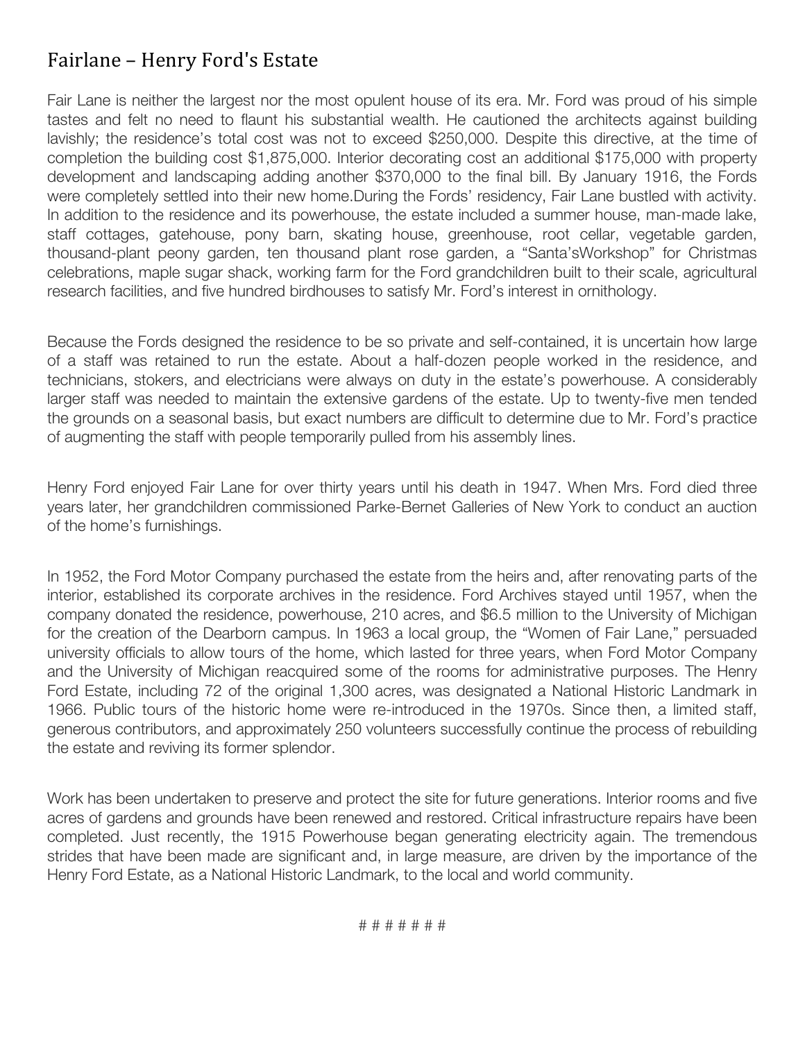## Fairlane – Henry Ford's Estate

Fair Lane is neither the largest nor the most opulent house of its era. Mr. Ford was proud of his simple tastes and felt no need to flaunt his substantial wealth. He cautioned the architects against building lavishly; the residence's total cost was not to exceed $250,000. Despite this directive, at the time of completion the building cost $1,875,000. Interior decorating cost an additional $175,000 with property development and landscaping adding another $370,000 to the final bill. By January 1916, the Fords were completely settled into their new home.During the Fords' residency, Fair Lane bustled with activity. In addition to the residence and its powerhouse, the estate included a summer house, man-made lake, staff cottages, gatehouse, pony barn, skating house, greenhouse, root cellar, vegetable garden, thousand-plant peony garden, ten thousand plant rose garden, a "Santa'sWorkshop" for Christmas celebrations, maple sugar shack, working farm for the Ford grandchildren built to their scale, agricultural research facilities, and five hundred birdhouses to satisfy Mr. Ford's interest in ornithology.

Because the Fords designed the residence to be so private and self-contained, it is uncertain how large of a staff was retained to run the estate. About a half-dozen people worked in the residence, and technicians, stokers, and electricians were always on duty in the estate's powerhouse. A considerably larger staff was needed to maintain the extensive gardens of the estate. Up to twenty-five men tended the grounds on a seasonal basis, but exact numbers are difficult to determine due to Mr. Ford's practice of augmenting the staff with people temporarily pulled from his assembly lines.

Henry Ford enjoyed Fair Lane for over thirty years until his death in 1947. When Mrs. Ford died three years later, her grandchildren commissioned Parke-Bernet Galleries of New York to conduct an auction of the home's furnishings.

In 1952, the Ford Motor Company purchased the estate from the heirs and, after renovating parts of the interior, established its corporate archives in the residence. Ford Archives stayed until 1957, when the company donated the residence, powerhouse, 210 acres, and $6.5 million to the University of Michigan for the creation of the Dearborn campus. In 1963 a local group, the "Women of Fair Lane," persuaded university officials to allow tours of the home, which lasted for three years, when Ford Motor Company and the University of Michigan reacquired some of the rooms for administrative purposes. The Henry Ford Estate, including 72 of the original 1,300 acres, was designated a National Historic Landmark in 1966. Public tours of the historic home were re-introduced in the 1970s. Since then, a limited staff, generous contributors, and approximately 250 volunteers successfully continue the process of rebuilding the estate and reviving its former splendor.

Work has been undertaken to preserve and protect the site for future generations. Interior rooms and five acres of gardens and grounds have been renewed and restored. Critical infrastructure repairs have been completed. Just recently, the 1915 Powerhouse began generating electricity again. The tremendous strides that have been made are significant and, in large measure, are driven by the importance of the Henry Ford Estate, as a National Historic Landmark, to the local and world community.

# # # # # # #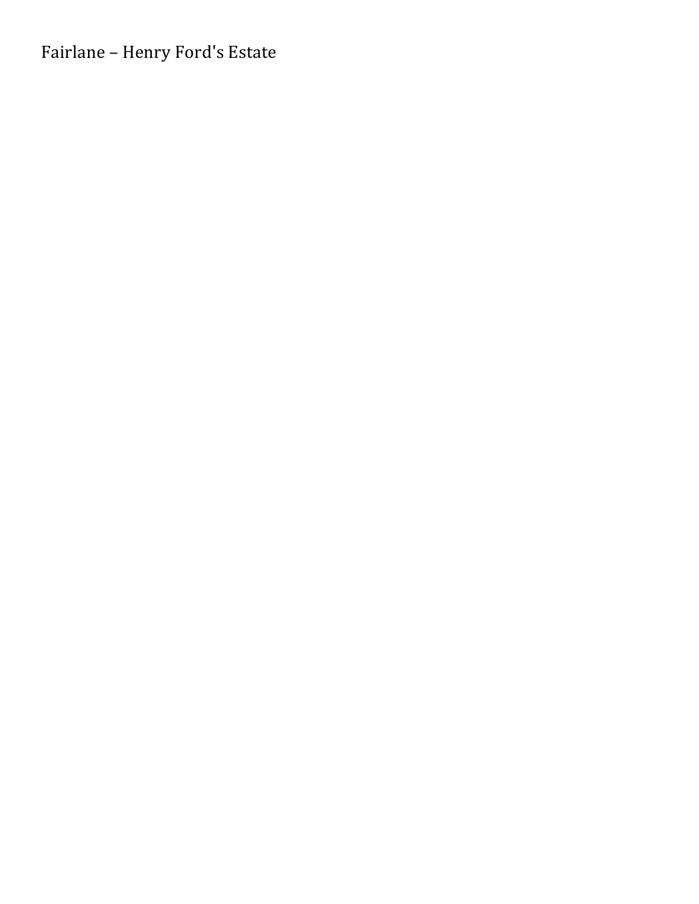Fairlane – Henry Ford's Estate